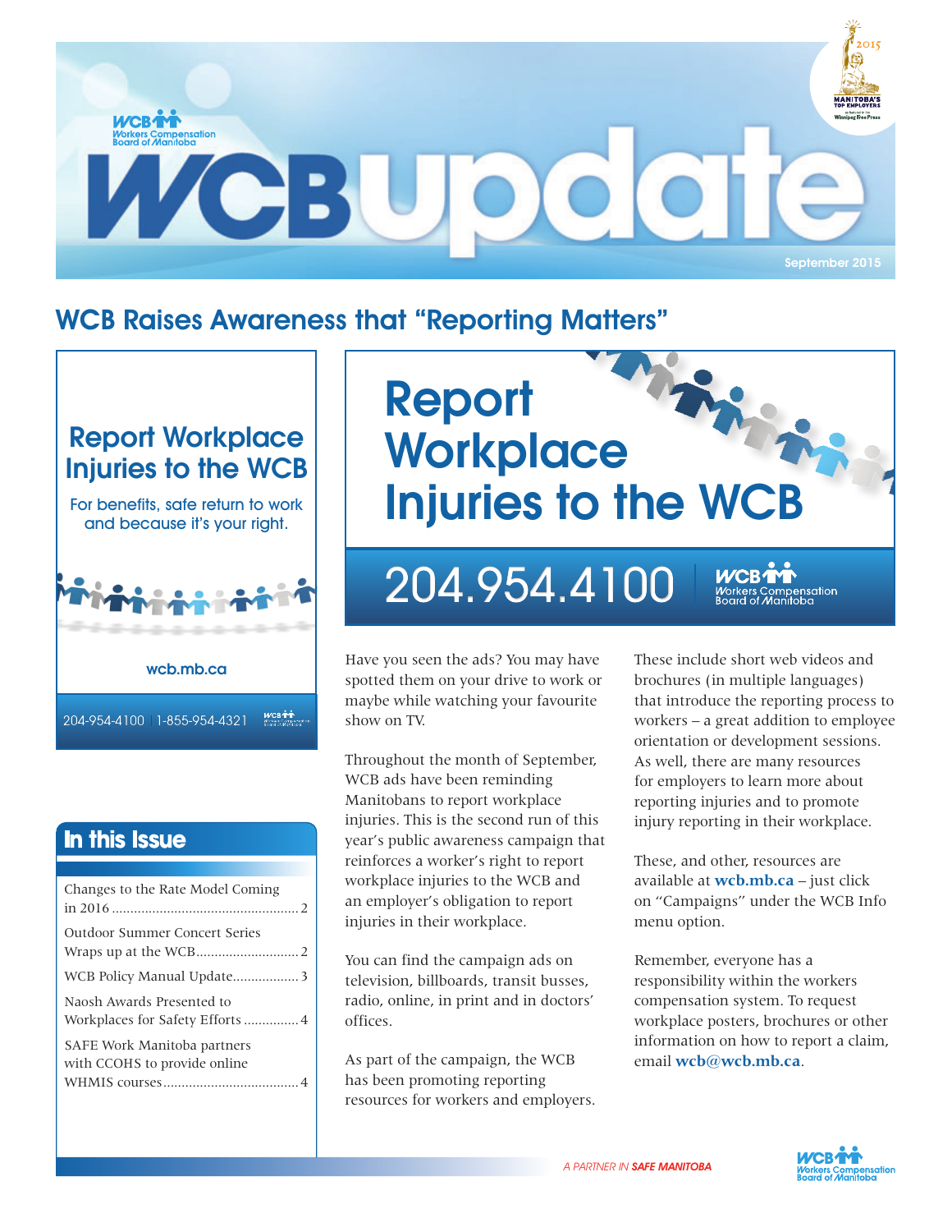# WCB Update

Workers Compensation Board of Manitoba

September 2015

## WCB Raises Awareness that "Reporting Matters"

**Report Workplace Injuries to the WCB**

For benefits, safe return to work and because it's your right.

wcb.mb.ca

204-954-4100 | 1-855-954-4321

**Report Workplace Injuries to the WCB**

**204.954.4100**

Have you seen the ads? You may have spotted them on your drive to work or maybe while watching your favourite show on TV.

Throughout the month of September, WCB ads have been reminding Manitobans to report workplace injuries. This is the second run of this year's public awareness campaign that reinforces a worker's right to report workplace injuries to the WCB and an employer's obligation to report injuries in their workplace.

You can find the campaign ads on television, billboards, transit busses, radio, online, in print and in doctors' offices.

As part of the campaign, the WCB has been promoting reporting resources for workers and employers. These include short web videos and brochures (in multiple languages) that introduce the reporting process to workers – a great addition to employee orientation or development sessions. As well, there are many resources for employers to learn more about reporting injuries and to promote injury reporting in their workplace.

These, and other, resources are available at **wcb.mb.ca** – just click on "Campaigns" under the WCB Info menu option.

Remember, everyone has a responsibility within the workers compensation system. To request workplace posters, brochures or other information on how to report a claim, email **wcb@wcb.mb.ca**.

## In this Issue

- Changes to the Rate Model Coming in 2016 .......... 2
- Outdoor Summer Concert Series Wraps up at the WCB .......... 2
- WCB Policy Manual Update .......... 3
- Naosh Awards Presented to Workplaces for Safety Efforts .......... 4
- SAFE Work Manitoba partners with CCOHS to provide online WHMIS courses .......... 4

*A PARTNER IN **SAFE MANITOBA***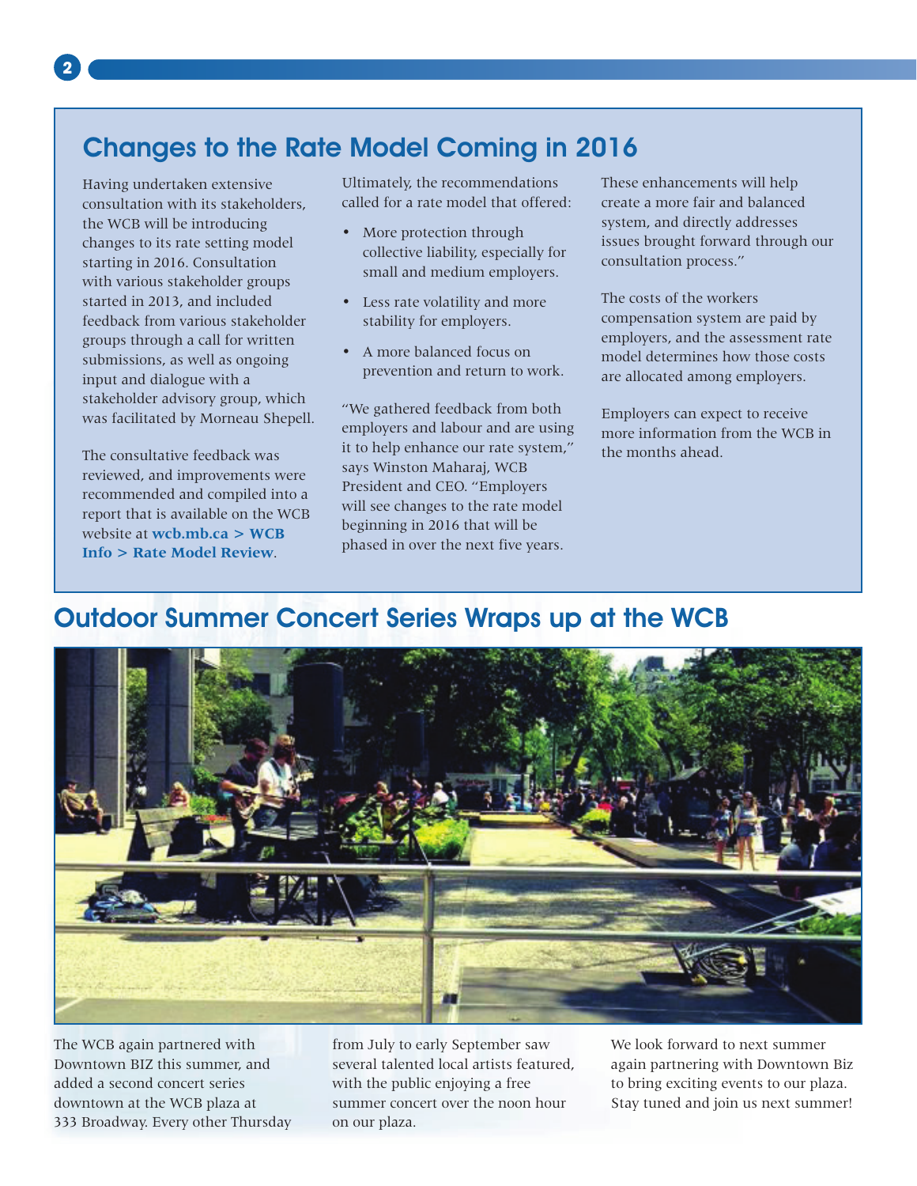## Changes to the Rate Model Coming in 2016

Having undertaken extensive consultation with its stakeholders, the WCB will be introducing changes to its rate setting model starting in 2016. Consultation with various stakeholder groups started in 2013, and included feedback from various stakeholder groups through a call for written submissions, as well as ongoing input and dialogue with a stakeholder advisory group, which was facilitated by Morneau Shepell.

The consultative feedback was reviewed, and improvements were recommended and compiled into a report that is available on the WCB website at **wcb.mb.ca > WCB Info > Rate Model Review**.

Ultimately, the recommendations called for a rate model that offered:

- More protection through collective liability, especially for small and medium employers.
- Less rate volatility and more stability for employers.
- A more balanced focus on prevention and return to work.

"We gathered feedback from both employers and labour and are using it to help enhance our rate system," says Winston Maharaj, WCB President and CEO. "Employers will see changes to the rate model beginning in 2016 that will be phased in over the next five years. These enhancements will help create a more fair and balanced system, and directly addresses issues brought forward through our consultation process."

The costs of the workers compensation system are paid by employers, and the assessment rate model determines how those costs are allocated among employers.

Employers can expect to receive more information from the WCB in the months ahead.

## Outdoor Summer Concert Series Wraps up at the WCB

The WCB again partnered with Downtown BIZ this summer, and added a second concert series downtown at the WCB plaza at 333 Broadway. Every other Thursday from July to early September saw several talented local artists featured, with the public enjoying a free summer concert over the noon hour on our plaza.

We look forward to next summer again partnering with Downtown Biz to bring exciting events to our plaza. Stay tuned and join us next summer!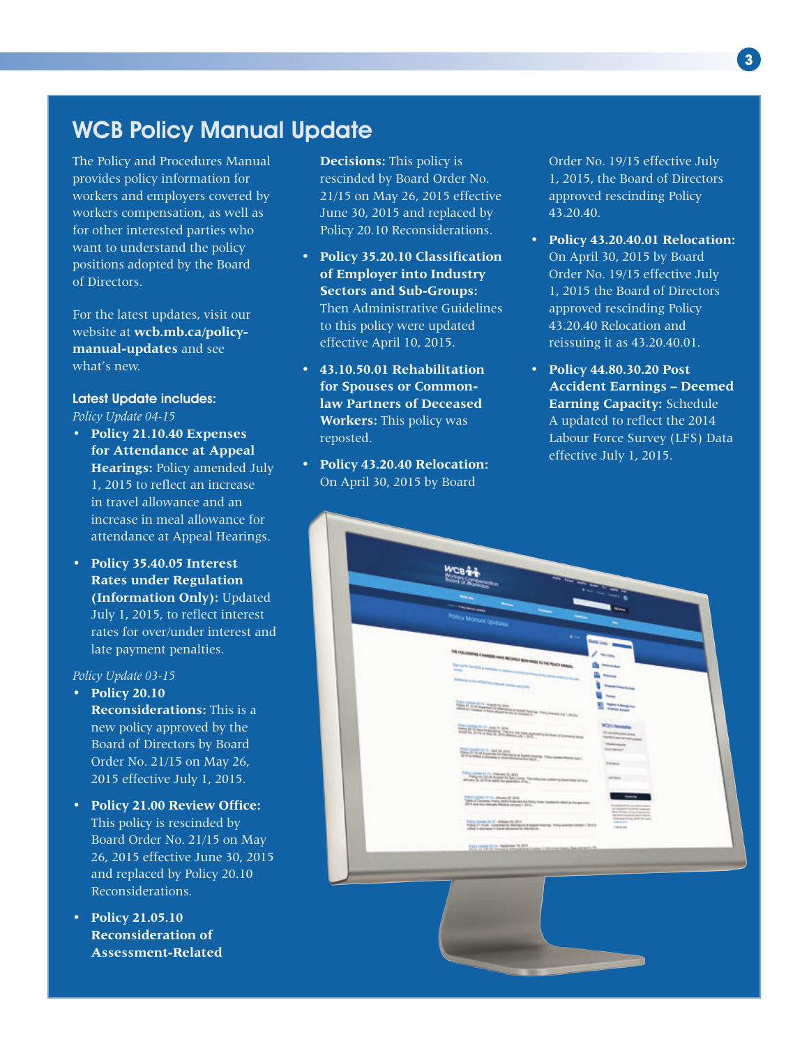# WCB Policy Manual Update

The Policy and Procedures Manual provides policy information for workers and employers covered by workers compensation, as well as for other interested parties who want to understand the policy positions adopted by the Board of Directors.

For the latest updates, visit our website at **wcb.mb.ca/policy-manual-updates** and see what's new.

### Latest Update includes:

*Policy Update 04-15*

- **Policy 21.10.40 Expenses for Attendance at Appeal Hearings:** Policy amended July 1, 2015 to reflect an increase in travel allowance and an increase in meal allowance for attendance at Appeal Hearings.
- **Policy 35.40.05 Interest Rates under Regulation (Information Only):** Updated July 1, 2015, to reflect interest rates for over/under interest and late payment penalties.

*Policy Update 03-15*

- **Policy 20.10 Reconsiderations:** This is a new policy approved by the Board of Directors by Board Order No. 21/15 on May 26, 2015 effective July 1, 2015.
- **Policy 21.00 Review Office:** This policy is rescinded by Board Order No. 21/15 on May 26, 2015 effective June 30, 2015 and replaced by Policy 20.10 Reconsiderations.
- **Policy 21.05.10 Reconsideration of Assessment-Related Decisions:** This policy is rescinded by Board Order No. 21/15 on May 26, 2015 effective June 30, 2015 and replaced by Policy 20.10 Reconsiderations.
- **Policy 35.20.10 Classification of Employer into Industry Sectors and Sub-Groups:** Then Administrative Guidelines to this policy were updated effective April 10, 2015.
- **43.10.50.01 Rehabilitation for Spouses or Common-law Partners of Deceased Workers:** This policy was reposted.
- **Policy 43.20.40 Relocation:** On April 30, 2015 by Board Order No. 19/15 effective July 1, 2015, the Board of Directors approved rescinding Policy 43.20.40.
- **Policy 43.20.40.01 Relocation:** On April 30, 2015 by Board Order No. 19/15 effective July 1, 2015 the Board of Directors approved rescinding Policy 43.20.40 Relocation and reissuing it as 43.20.40.01.
- **Policy 44.80.30.20 Post Accident Earnings – Deemed Earning Capacity:** Schedule A updated to reflect the 2014 Labour Force Survey (LFS) Data effective July 1, 2015.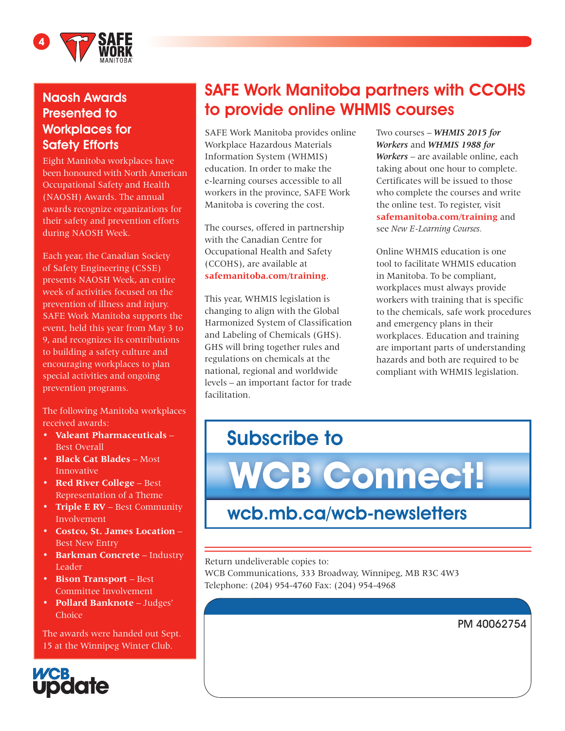## Naosh Awards Presented to Workplaces for Safety Efforts

Eight Manitoba workplaces have been honoured with North American Occupational Safety and Health (NAOSH) Awards. The annual awards recognize organizations for their safety and prevention efforts during NAOSH Week.

Each year, the Canadian Society of Safety Engineering (CSSE) presents NAOSH Week, an entire week of activities focused on the prevention of illness and injury. SAFE Work Manitoba supports the event, held this year from May 3 to 9, and recognizes its contributions to building a safety culture and encouraging workplaces to plan special activities and ongoing prevention programs.

The following Manitoba workplaces received awards:

- **Valeant Pharmaceuticals** – Best Overall
- **Black Cat Blades** – Most Innovative
- **Red River College** – Best Representation of a Theme
- **Triple E RV** – Best Community Involvement
- **Costco, St. James Location** – Best New Entry
- **Barkman Concrete** – Industry Leader
- **Bison Transport** – Best Committee Involvement
- **Pollard Banknote** – Judges' Choice

The awards were handed out Sept. 15 at the Winnipeg Winter Club.

## SAFE Work Manitoba partners with CCOHS to provide online WHMIS courses

SAFE Work Manitoba provides online Workplace Hazardous Materials Information System (WHMIS) education. In order to make the e-learning courses accessible to all workers in the province, SAFE Work Manitoba is covering the cost.

The courses, offered in partnership with the Canadian Centre for Occupational Health and Safety (CCOHS), are available at **safemanitoba.com/training**.

This year, WHMIS legislation is changing to align with the Global Harmonized System of Classification and Labeling of Chemicals (GHS). GHS will bring together rules and regulations on chemicals at the national, regional and worldwide levels – an important factor for trade facilitation.

Two courses – ***WHMIS 2015 for Workers*** and ***WHMIS 1988 for Workers*** – are available online, each taking about one hour to complete. Certificates will be issued to those who complete the courses and write the online test. To register, visit **safemanitoba.com/training** and see *New E-Learning Courses.*

Online WHMIS education is one tool to facilitate WHMIS education in Manitoba. To be compliant, workplaces must always provide workers with training that is specific to the chemicals, safe work procedures and emergency plans in their workplaces. Education and training are important parts of understanding hazards and both are required to be compliant with WHMIS legislation.

## Subscribe to WCB Connect!

wcb.mb.ca/wcb-newsletters

Return undeliverable copies to:
WCB Communications, 333 Broadway, Winnipeg, MB R3C 4W3
Telephone: (204) 954-4760 Fax: (204) 954-4968

PM 40062754